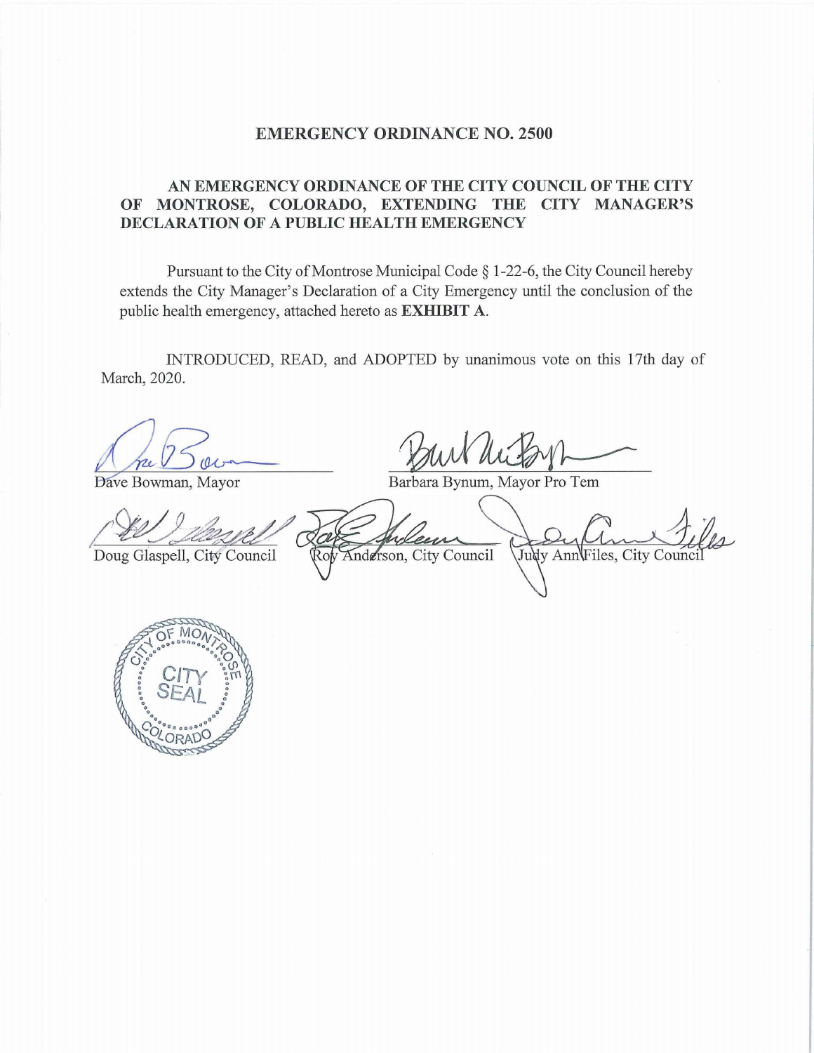# EMERGENCY ORDINANCE NO. 2500

## AN EMERGENCY ORDINANCE OF THE CITY COUNCIL OF THE CITY OF MONTROSE, COLORADO, EXTENDING THE CITY MANAGER'S DECLARATION OF A PUBLIC HEALTH EMERGENCY

Pursuant to the City of Montrose Municipal Code § 1-22-6, the City Council hereby extends the City Manager's Declaration of a City Emergency until the conclusion of the public health emergency, attached hereto as **EXHIBIT A**.

INTRODUCED, READ, and ADOPTED by unanimous vote on this 17th day of March, 2020.

Dave Bowman, Mayor

Barbara Bynum, Mayor Pro Tem

Doug Glaspell, City Council

Roy Anderson, City Council

Judy Ann Files, City Council

CITY OF MONTROSE
CITY SEAL
COLORADO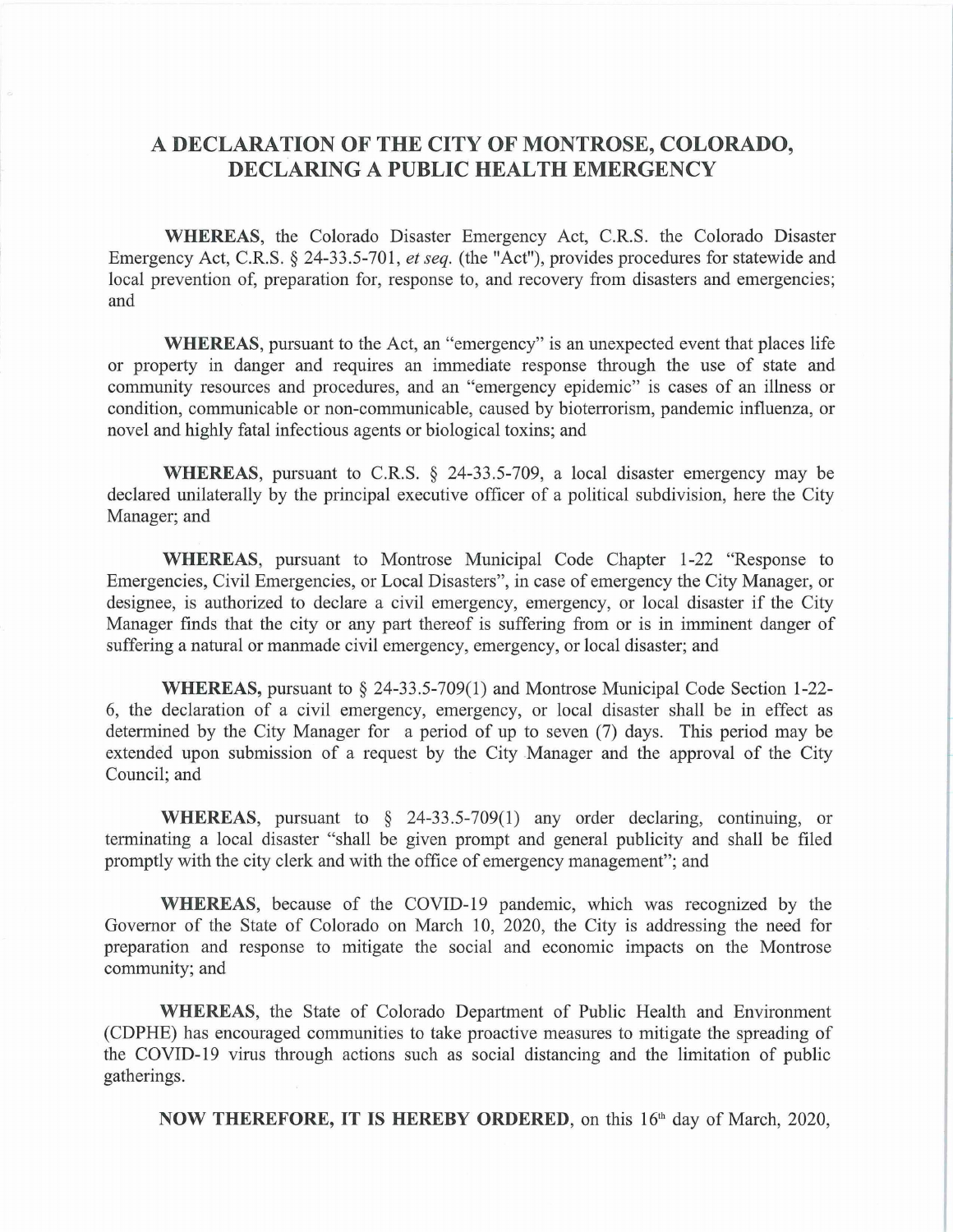# A DECLARATION OF THE CITY OF MONTROSE, COLORADO, DECLARING A PUBLIC HEALTH EMERGENCY

**WHEREAS**, the Colorado Disaster Emergency Act, C.R.S. the Colorado Disaster Emergency Act, C.R.S. § 24-33.5-701, *et seq.* (the "Act"), provides procedures for statewide and local prevention of, preparation for, response to, and recovery from disasters and emergencies; and

**WHEREAS**, pursuant to the Act, an "emergency" is an unexpected event that places life or property in danger and requires an immediate response through the use of state and community resources and procedures, and an "emergency epidemic" is cases of an illness or condition, communicable or non-communicable, caused by bioterrorism, pandemic influenza, or novel and highly fatal infectious agents or biological toxins; and

**WHEREAS**, pursuant to C.R.S. § 24-33.5-709, a local disaster emergency may be declared unilaterally by the principal executive officer of a political subdivision, here the City Manager; and

**WHEREAS**, pursuant to Montrose Municipal Code Chapter 1-22 "Response to Emergencies, Civil Emergencies, or Local Disasters", in case of emergency the City Manager, or designee, is authorized to declare a civil emergency, emergency, or local disaster if the City Manager finds that the city or any part thereof is suffering from or is in imminent danger of suffering a natural or manmade civil emergency, emergency, or local disaster; and

**WHEREAS,** pursuant to § 24-33.5-709(1) and Montrose Municipal Code Section 1-22-6, the declaration of a civil emergency, emergency, or local disaster shall be in effect as determined by the City Manager for a period of up to seven (7) days. This period may be extended upon submission of a request by the City Manager and the approval of the City Council; and

**WHEREAS**, pursuant to § 24-33.5-709(1) any order declaring, continuing, or terminating a local disaster "shall be given prompt and general publicity and shall be filed promptly with the city clerk and with the office of emergency management"; and

**WHEREAS**, because of the COVID-19 pandemic, which was recognized by the Governor of the State of Colorado on March 10, 2020, the City is addressing the need for preparation and response to mitigate the social and economic impacts on the Montrose community; and

**WHEREAS**, the State of Colorado Department of Public Health and Environment (CDPHE) has encouraged communities to take proactive measures to mitigate the spreading of the COVID-19 virus through actions such as social distancing and the limitation of public gatherings.

**NOW THEREFORE, IT IS HEREBY ORDERED**, on this 16th day of March, 2020,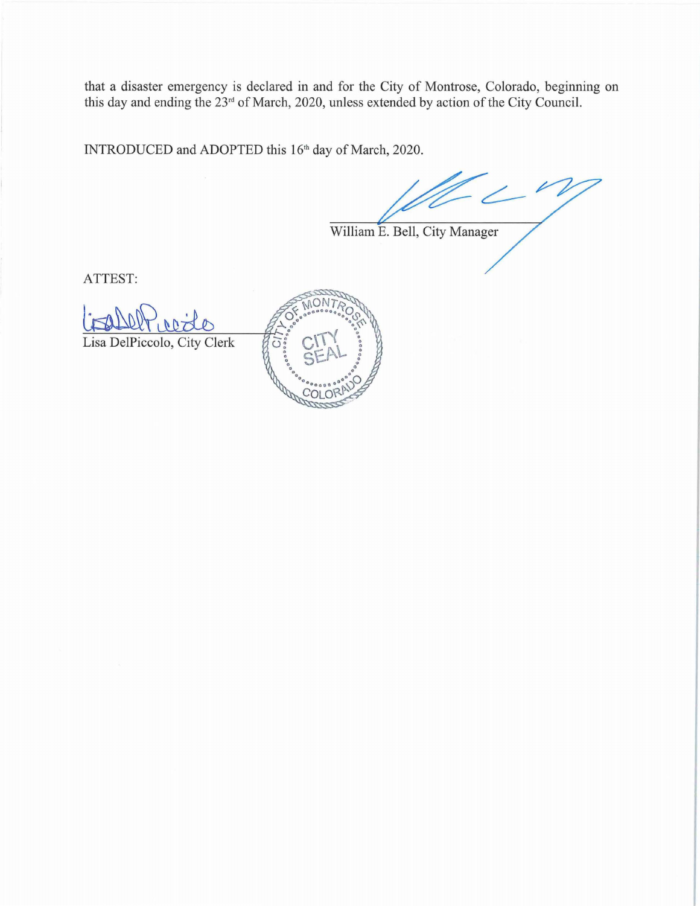that a disaster emergency is declared in and for the City of Montrose, Colorado, beginning on this day and ending the 23rd of March, 2020, unless extended by action of the City Council.

INTRODUCED and ADOPTED this 16th day of March, 2020.

William E. Bell, City Manager

ATTEST:

Lisa DelPiccolo, City Clerk

CITY OF MONTROSE CITY SEAL COLORADO